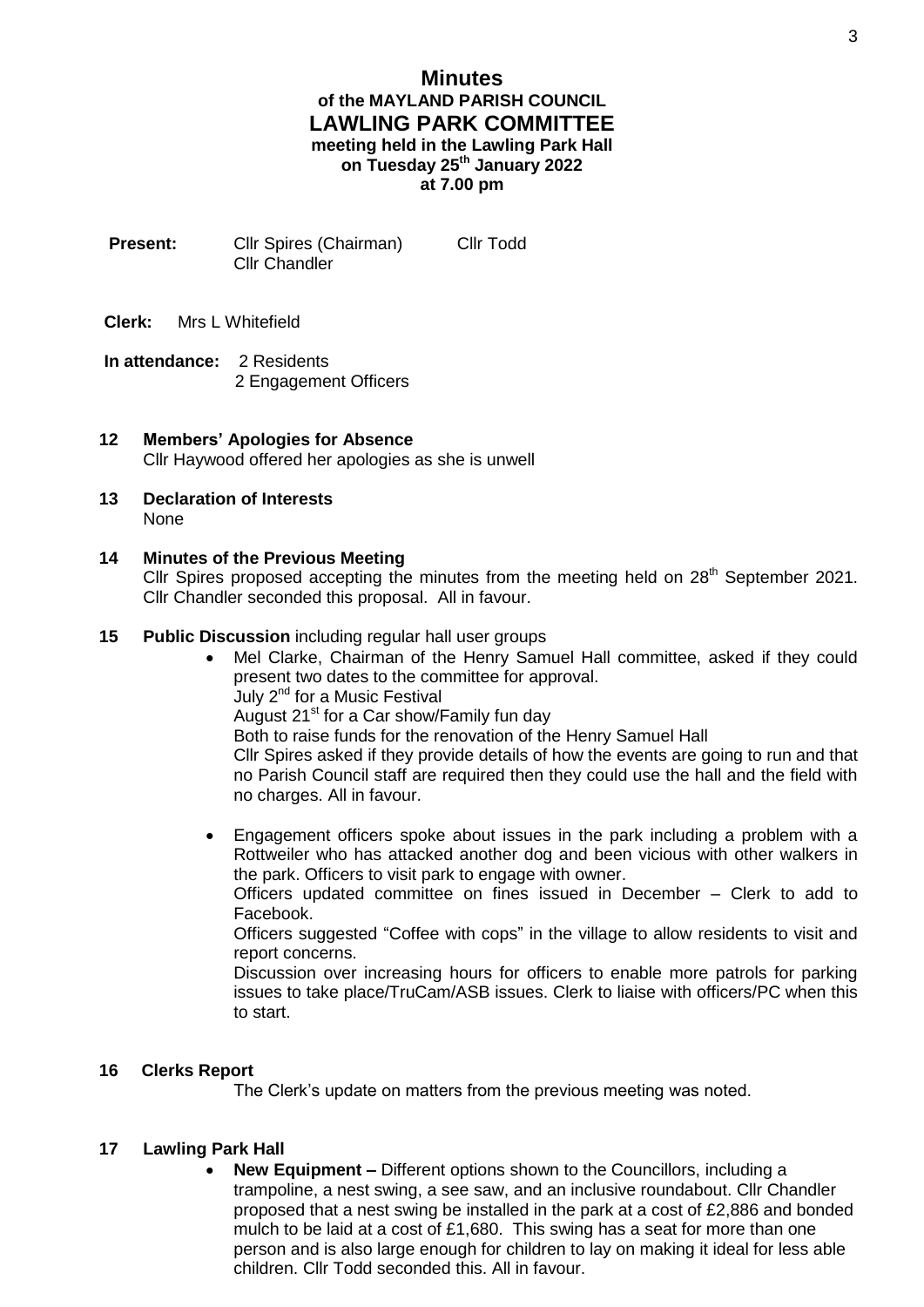# Minutes

## of the MAYLAND PARISH COUNCIL

## LAWLING PARK COMMITTEE

**meeting held in the Lawling Park Hall**
**on Tuesday 25th January 2022**
**at 7.00 pm**

**Present:** Cllr Spires (Chairman) Cllr Todd
Cllr Chandler

**Clerk:** Mrs L Whitefield

**In attendance:** 2 Residents
2 Engagement Officers

**12 Members' Apologies for Absence**

Cllr Haywood offered her apologies as she is unwell

**13 Declaration of Interests**

None

**14 Minutes of the Previous Meeting**

Cllr Spires proposed accepting the minutes from the meeting held on 28th September 2021. Cllr Chandler seconded this proposal. All in favour.

**15 Public Discussion** including regular hall user groups

- Mel Clarke, Chairman of the Henry Samuel Hall committee, asked if they could present two dates to the committee for approval.
  July 2nd for a Music Festival
  August 21st for a Car show/Family fun day
  Both to raise funds for the renovation of the Henry Samuel Hall
  Cllr Spires asked if they provide details of how the events are going to run and that no Parish Council staff are required then they could use the hall and the field with no charges. All in favour.

- Engagement officers spoke about issues in the park including a problem with a Rottweiler who has attacked another dog and been vicious with other walkers in the park. Officers to visit park to engage with owner.
  Officers updated committee on fines issued in December – Clerk to add to Facebook.
  Officers suggested "Coffee with cops" in the village to allow residents to visit and report concerns.
  Discussion over increasing hours for officers to enable more patrols for parking issues to take place/TruCam/ASB issues. Clerk to liaise with officers/PC when this to start.

**16 Clerks Report**

The Clerk's update on matters from the previous meeting was noted.

**17 Lawling Park Hall**

- **New Equipment –** Different options shown to the Councillors, including a trampoline, a nest swing, a see saw, and an inclusive roundabout. Cllr Chandler proposed that a nest swing be installed in the park at a cost of £2,886 and bonded mulch to be laid at a cost of £1,680. This swing has a seat for more than one person and is also large enough for children to lay on making it ideal for less able children. Cllr Todd seconded this. All in favour.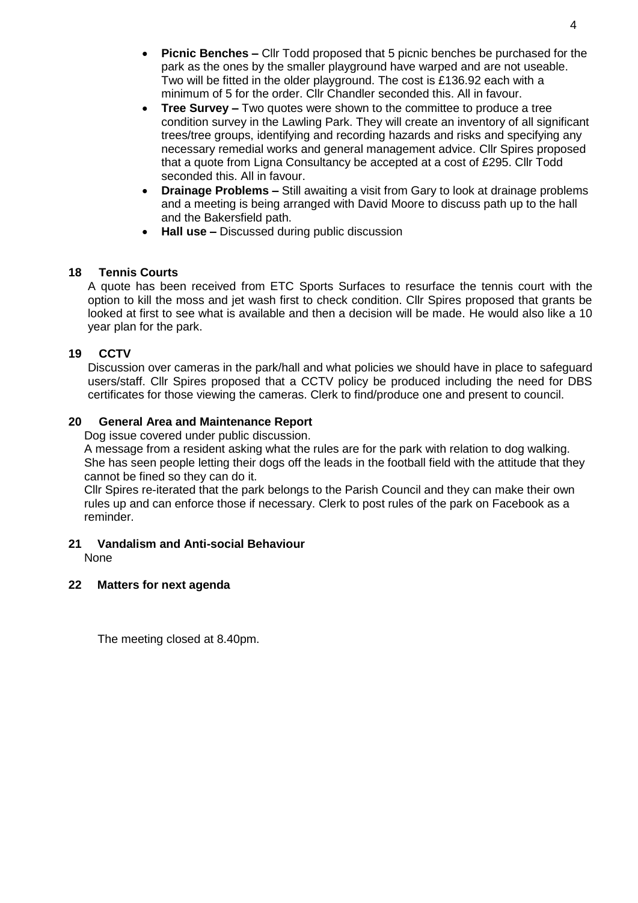- **Picnic Benches –** Cllr Todd proposed that 5 picnic benches be purchased for the park as the ones by the smaller playground have warped and are not useable. Two will be fitted in the older playground. The cost is £136.92 each with a minimum of 5 for the order. Cllr Chandler seconded this. All in favour.
- **Tree Survey –** Two quotes were shown to the committee to produce a tree condition survey in the Lawling Park. They will create an inventory of all significant trees/tree groups, identifying and recording hazards and risks and specifying any necessary remedial works and general management advice. Cllr Spires proposed that a quote from Ligna Consultancy be accepted at a cost of £295. Cllr Todd seconded this. All in favour.
- **Drainage Problems –** Still awaiting a visit from Gary to look at drainage problems and a meeting is being arranged with David Moore to discuss path up to the hall and the Bakersfield path.
- **Hall use –** Discussed during public discussion

## 18 Tennis Courts

A quote has been received from ETC Sports Surfaces to resurface the tennis court with the option to kill the moss and jet wash first to check condition. Cllr Spires proposed that grants be looked at first to see what is available and then a decision will be made. He would also like a 10 year plan for the park.

## 19 CCTV

Discussion over cameras in the park/hall and what policies we should have in place to safeguard users/staff. Cllr Spires proposed that a CCTV policy be produced including the need for DBS certificates for those viewing the cameras. Clerk to find/produce one and present to council.

## 20 General Area and Maintenance Report

Dog issue covered under public discussion.

A message from a resident asking what the rules are for the park with relation to dog walking. She has seen people letting their dogs off the leads in the football field with the attitude that they cannot be fined so they can do it.

Cllr Spires re-iterated that the park belongs to the Parish Council and they can make their own rules up and can enforce those if necessary. Clerk to post rules of the park on Facebook as a reminder.

## 21 Vandalism and Anti-social Behaviour

None

## 22 Matters for next agenda

The meeting closed at 8.40pm.